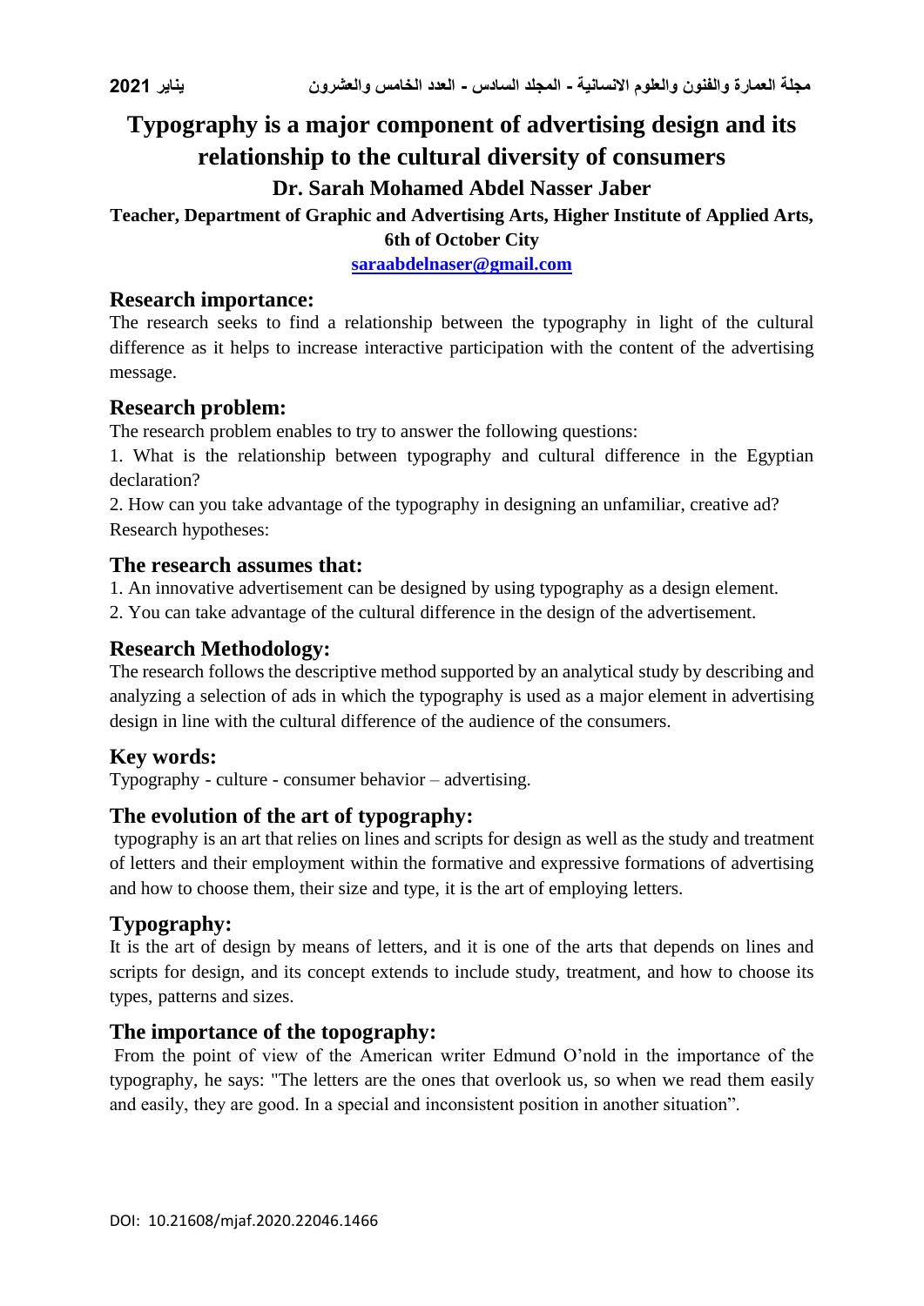# Typography is a major component of advertising design and its relationship to the cultural diversity of consumers

## Dr. Sarah Mohamed Abdel Nasser Jaber

**Teacher, Department of Graphic and Advertising Arts, Higher Institute of Applied Arts, 6th of October City**

saraabdelnaser@gmail.com

## Research importance:

The research seeks to find a relationship between the typography in light of the cultural difference as it helps to increase interactive participation with the content of the advertising message.

## Research problem:

The research problem enables to try to answer the following questions:

1. What is the relationship between typography and cultural difference in the Egyptian declaration?
2. How can you take advantage of the typography in designing an unfamiliar, creative ad?

Research hypotheses:

## The research assumes that:

1. An innovative advertisement can be designed by using typography as a design element.
2. You can take advantage of the cultural difference in the design of the advertisement.

## Research Methodology:

The research follows the descriptive method supported by an analytical study by describing and analyzing a selection of ads in which the typography is used as a major element in advertising design in line with the cultural difference of the audience of the consumers.

## Key words:

Typography - culture - consumer behavior – advertising.

## The evolution of the art of typography:

typography is an art that relies on lines and scripts for design as well as the study and treatment of letters and their employment within the formative and expressive formations of advertising and how to choose them, their size and type, it is the art of employing letters.

## Typography:

It is the art of design by means of letters, and it is one of the arts that depends on lines and scripts for design, and its concept extends to include study, treatment, and how to choose its types, patterns and sizes.

## The importance of the topography:

From the point of view of the American writer Edmund O'nold in the importance of the typography, he says: "The letters are the ones that overlook us, so when we read them easily and easily, they are good. In a special and inconsistent position in another situation".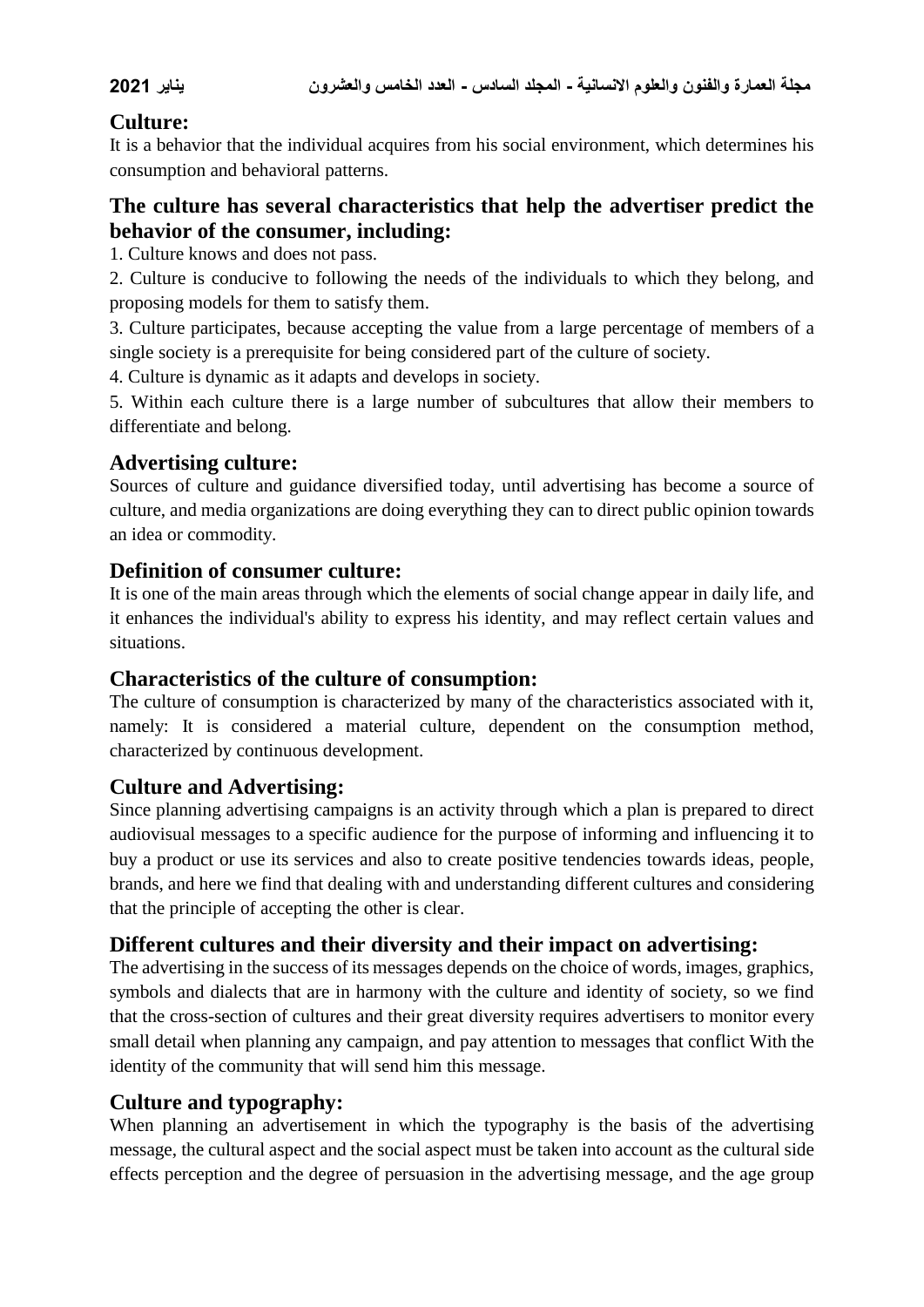## Culture:

It is a behavior that the individual acquires from his social environment, which determines his consumption and behavioral patterns.

## The culture has several characteristics that help the advertiser predict the behavior of the consumer, including:

1. Culture knows and does not pass.
2. Culture is conducive to following the needs of the individuals to which they belong, and proposing models for them to satisfy them.
3. Culture participates, because accepting the value from a large percentage of members of a single society is a prerequisite for being considered part of the culture of society.
4. Culture is dynamic as it adapts and develops in society.
5. Within each culture there is a large number of subcultures that allow their members to differentiate and belong.

## Advertising culture:

Sources of culture and guidance diversified today, until advertising has become a source of culture, and media organizations are doing everything they can to direct public opinion towards an idea or commodity.

## Definition of consumer culture:

It is one of the main areas through which the elements of social change appear in daily life, and it enhances the individual's ability to express his identity, and may reflect certain values and situations.

## Characteristics of the culture of consumption:

The culture of consumption is characterized by many of the characteristics associated with it, namely: It is considered a material culture, dependent on the consumption method, characterized by continuous development.

## Culture and Advertising:

Since planning advertising campaigns is an activity through which a plan is prepared to direct audiovisual messages to a specific audience for the purpose of informing and influencing it to buy a product or use its services and also to create positive tendencies towards ideas, people, brands, and here we find that dealing with and understanding different cultures and considering that the principle of accepting the other is clear.

## Different cultures and their diversity and their impact on advertising:

The advertising in the success of its messages depends on the choice of words, images, graphics, symbols and dialects that are in harmony with the culture and identity of society, so we find that the cross-section of cultures and their great diversity requires advertisers to monitor every small detail when planning any campaign, and pay attention to messages that conflict With the identity of the community that will send him this message.

## Culture and typography:

When planning an advertisement in which the typography is the basis of the advertising message, the cultural aspect and the social aspect must be taken into account as the cultural side effects perception and the degree of persuasion in the advertising message, and the age group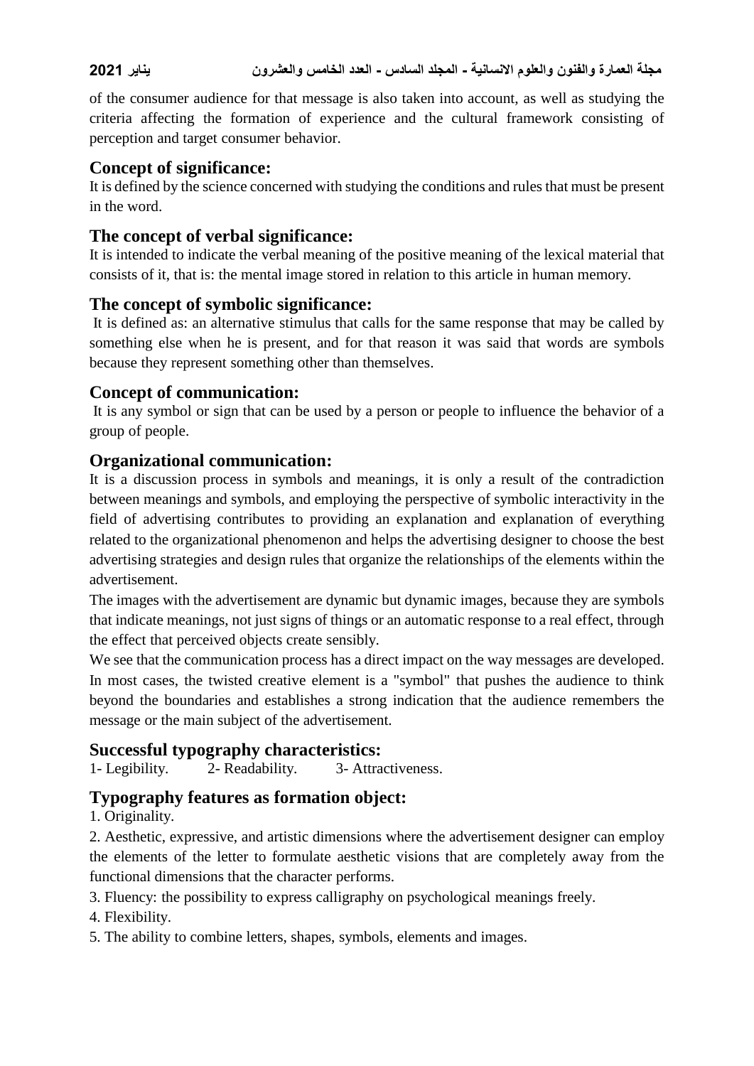of the consumer audience for that message is also taken into account, as well as studying the criteria affecting the formation of experience and the cultural framework consisting of perception and target consumer behavior.

## Concept of significance:

It is defined by the science concerned with studying the conditions and rules that must be present in the word.

## The concept of verbal significance:

It is intended to indicate the verbal meaning of the positive meaning of the lexical material that consists of it, that is: the mental image stored in relation to this article in human memory.

## The concept of symbolic significance:

It is defined as: an alternative stimulus that calls for the same response that may be called by something else when he is present, and for that reason it was said that words are symbols because they represent something other than themselves.

## Concept of communication:

It is any symbol or sign that can be used by a person or people to influence the behavior of a group of people.

## Organizational communication:

It is a discussion process in symbols and meanings, it is only a result of the contradiction between meanings and symbols, and employing the perspective of symbolic interactivity in the field of advertising contributes to providing an explanation and explanation of everything related to the organizational phenomenon and helps the advertising designer to choose the best advertising strategies and design rules that organize the relationships of the elements within the advertisement.

The images with the advertisement are dynamic but dynamic images, because they are symbols that indicate meanings, not just signs of things or an automatic response to a real effect, through the effect that perceived objects create sensibly.

We see that the communication process has a direct impact on the way messages are developed. In most cases, the twisted creative element is a "symbol" that pushes the audience to think beyond the boundaries and establishes a strong indication that the audience remembers the message or the main subject of the advertisement.

## Successful typography characteristics:

1- Legibility. 2- Readability. 3- Attractiveness.

## Typography features as formation object:

1. Originality.
2. Aesthetic, expressive, and artistic dimensions where the advertisement designer can employ the elements of the letter to formulate aesthetic visions that are completely away from the functional dimensions that the character performs.
3. Fluency: the possibility to express calligraphy on psychological meanings freely.
4. Flexibility.
5. The ability to combine letters, shapes, symbols, elements and images.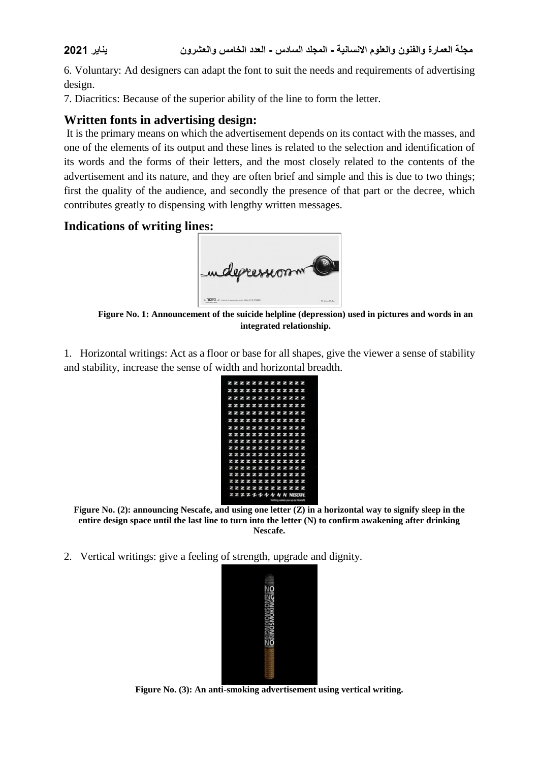6. Voluntary: Ad designers can adapt the font to suit the needs and requirements of advertising design.

7. Diacritics: Because of the superior ability of the line to form the letter.

## Written fonts in advertising design:

It is the primary means on which the advertisement depends on its contact with the masses, and one of the elements of its output and these lines is related to the selection and identification of its words and the forms of their letters, and the most closely related to the contents of the advertisement and its nature, and they are often brief and simple and this is due to two things; first the quality of the audience, and secondly the presence of that part or the decree, which contributes greatly to dispensing with lengthy written messages.

## Indications of writing lines:

**Figure No. 1: Announcement of the suicide helpline (depression) used in pictures and words in an integrated relationship.**

1. Horizontal writings: Act as a floor or base for all shapes, give the viewer a sense of stability and stability, increase the sense of width and horizontal breadth.

**Figure No. (2): announcing Nescafe, and using one letter (Z) in a horizontal way to signify sleep in the entire design space until the last line to turn into the letter (N) to confirm awakening after drinking Nescafe.**

2. Vertical writings: give a feeling of strength, upgrade and dignity.

**Figure No. (3): An anti-smoking advertisement using vertical writing.**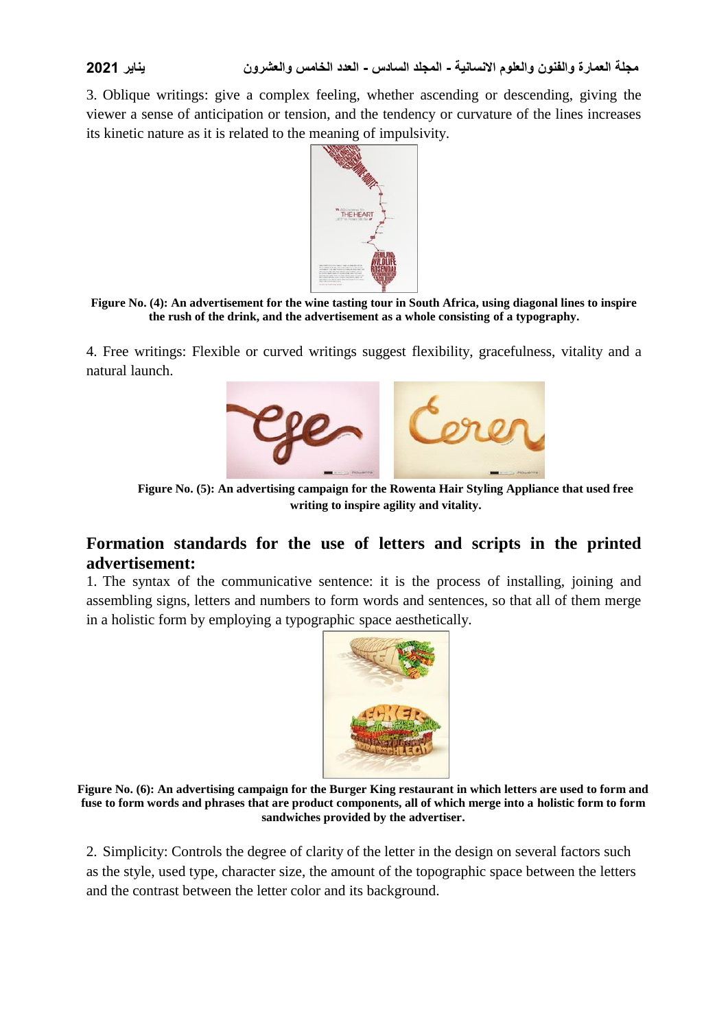3. Oblique writings: give a complex feeling, whether ascending or descending, giving the viewer a sense of anticipation or tension, and the tendency or curvature of the lines increases its kinetic nature as it is related to the meaning of impulsivity.

**Figure No. (4): An advertisement for the wine tasting tour in South Africa, using diagonal lines to inspire the rush of the drink, and the advertisement as a whole consisting of a typography.**

4. Free writings: Flexible or curved writings suggest flexibility, gracefulness, vitality and a natural launch.

**Figure No. (5): An advertising campaign for the Rowenta Hair Styling Appliance that used free writing to inspire agility and vitality.**

## Formation standards for the use of letters and scripts in the printed advertisement:

1. The syntax of the communicative sentence: it is the process of installing, joining and assembling signs, letters and numbers to form words and sentences, so that all of them merge in a holistic form by employing a typographic space aesthetically.

**Figure No. (6): An advertising campaign for the Burger King restaurant in which letters are used to form and fuse to form words and phrases that are product components, all of which merge into a holistic form to form sandwiches provided by the advertiser.**

2. Simplicity: Controls the degree of clarity of the letter in the design on several factors such as the style, used type, character size, the amount of the topographic space between the letters and the contrast between the letter color and its background.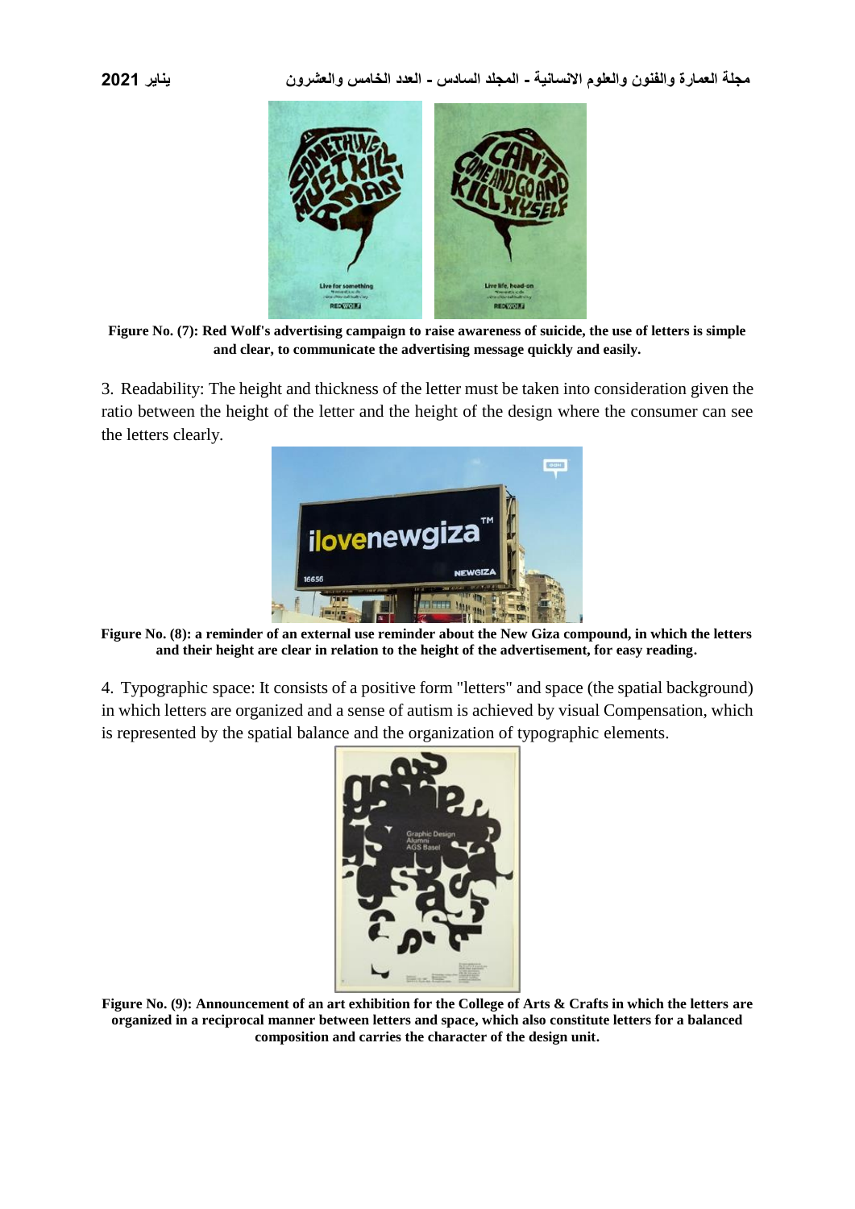**Figure No. (7): Red Wolf's advertising campaign to raise awareness of suicide, the use of letters is simple and clear, to communicate the advertising message quickly and easily.**

3. Readability: The height and thickness of the letter must be taken into consideration given the ratio between the height of the letter and the height of the design where the consumer can see the letters clearly.

**Figure No. (8): a reminder of an external use reminder about the New Giza compound, in which the letters and their height are clear in relation to the height of the advertisement, for easy reading.**

4. Typographic space: It consists of a positive form "letters" and space (the spatial background) in which letters are organized and a sense of autism is achieved by visual Compensation, which is represented by the spatial balance and the organization of typographic elements.

**Figure No. (9): Announcement of an art exhibition for the College of Arts & Crafts in which the letters are organized in a reciprocal manner between letters and space, which also constitute letters for a balanced composition and carries the character of the design unit.**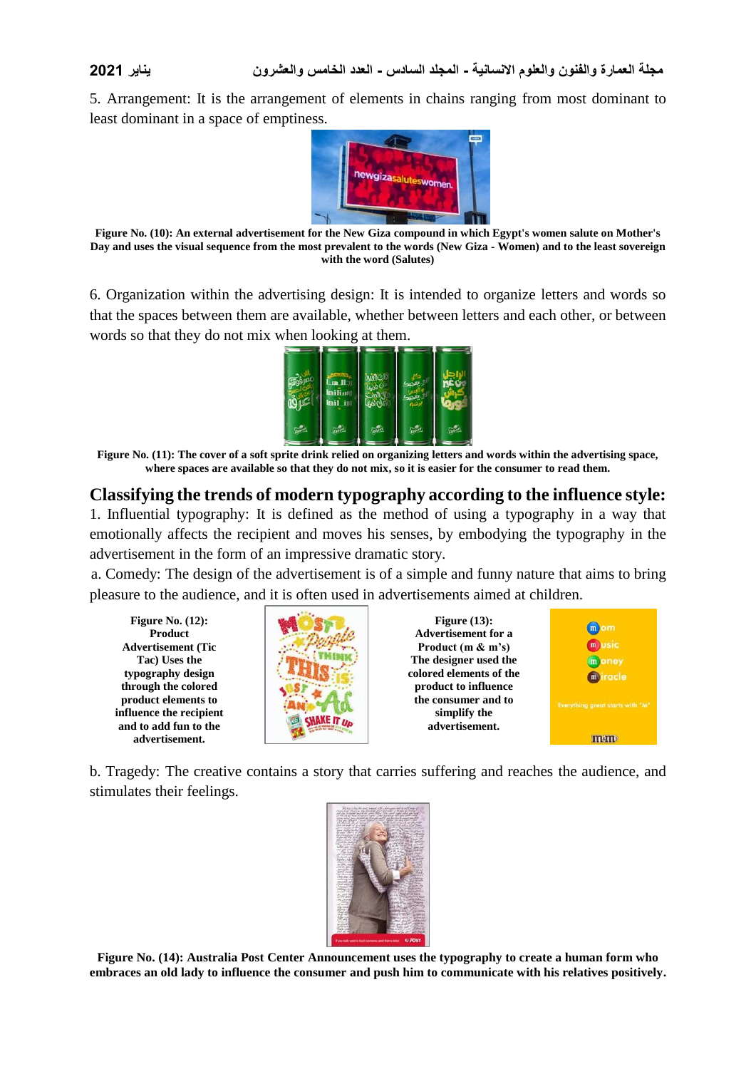5. Arrangement: It is the arrangement of elements in chains ranging from most dominant to least dominant in a space of emptiness.

**Figure No. (10): An external advertisement for the New Giza compound in which Egypt's women salute on Mother's Day and uses the visual sequence from the most prevalent to the words (New Giza - Women) and to the least sovereign with the word (Salutes)**

6. Organization within the advertising design: It is intended to organize letters and words so that the spaces between them are available, whether between letters and each other, or between words so that they do not mix when looking at them.

**Figure No. (11): The cover of a soft sprite drink relied on organizing letters and words within the advertising space, where spaces are available so that they do not mix, so it is easier for the consumer to read them.**

## Classifying the trends of modern typography according to the influence style:

1. Influential typography: It is defined as the method of using a typography in a way that emotionally affects the recipient and moves his senses, by embodying the typography in the advertisement in the form of an impressive dramatic story.

a. Comedy: The design of the advertisement is of a simple and funny nature that aims to bring pleasure to the audience, and it is often used in advertisements aimed at children.

**Figure No. (12): Product Advertisement (Tic Tac) Uses the typography design through the colored product elements to influence the recipient and to add fun to the advertisement.**

**Figure (13): Advertisement for a Product (m & m's) The designer used the colored elements of the product to influence the consumer and to simplify the advertisement.**

b. Tragedy: The creative contains a story that carries suffering and reaches the audience, and stimulates their feelings.

**Figure No. (14): Australia Post Center Announcement uses the typography to create a human form who embraces an old lady to influence the consumer and push him to communicate with his relatives positively.**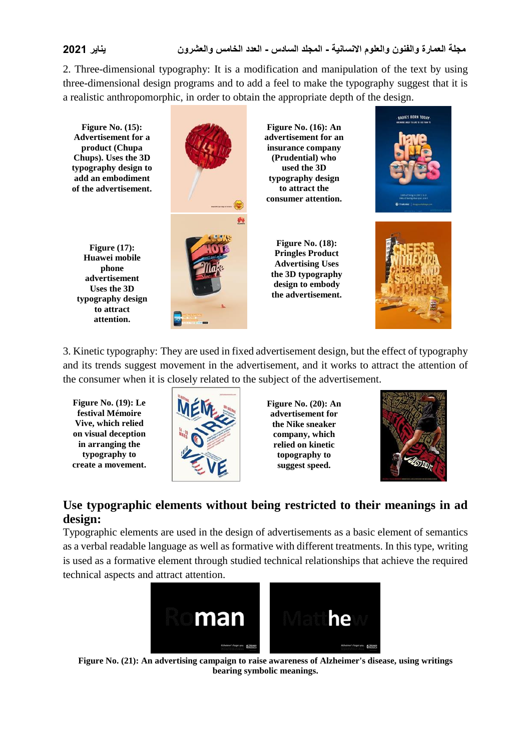2. Three-dimensional typography: It is a modification and manipulation of the text by using three-dimensional design programs and to add a feel to make the typography suggest that it is a realistic anthropomorphic, in order to obtain the appropriate depth of the design.

**Figure No. (15): Advertisement for a product (Chupa Chups). Uses the 3D typography design to add an embodiment of the advertisement.**

**Figure No. (16): An advertisement for an insurance company (Prudential) who used the 3D typography design to attract the consumer attention.**

**Figure (17): Huawei mobile phone advertisement Uses the 3D typography design to attract attention.**

**Figure No. (18): Pringles Product Advertising Uses the 3D typography design to embody the advertisement.**

3. Kinetic typography: They are used in fixed advertisement design, but the effect of typography and its trends suggest movement in the advertisement, and it works to attract the attention of the consumer when it is closely related to the subject of the advertisement.

**Figure No. (19): Le festival Mémoire Vive, which relied on visual deception in arranging the typography to create a movement.**

**Figure No. (20): An advertisement for the Nike sneaker company, which relied on kinetic topography to suggest speed.**

## Use typographic elements without being restricted to their meanings in ad design:

Typographic elements are used in the design of advertisements as a basic element of semantics as a verbal readable language as well as formative with different treatments. In this type, writing is used as a formative element through studied technical relationships that achieve the required technical aspects and attract attention.

**Figure No. (21): An advertising campaign to raise awareness of Alzheimer's disease, using writings bearing symbolic meanings.**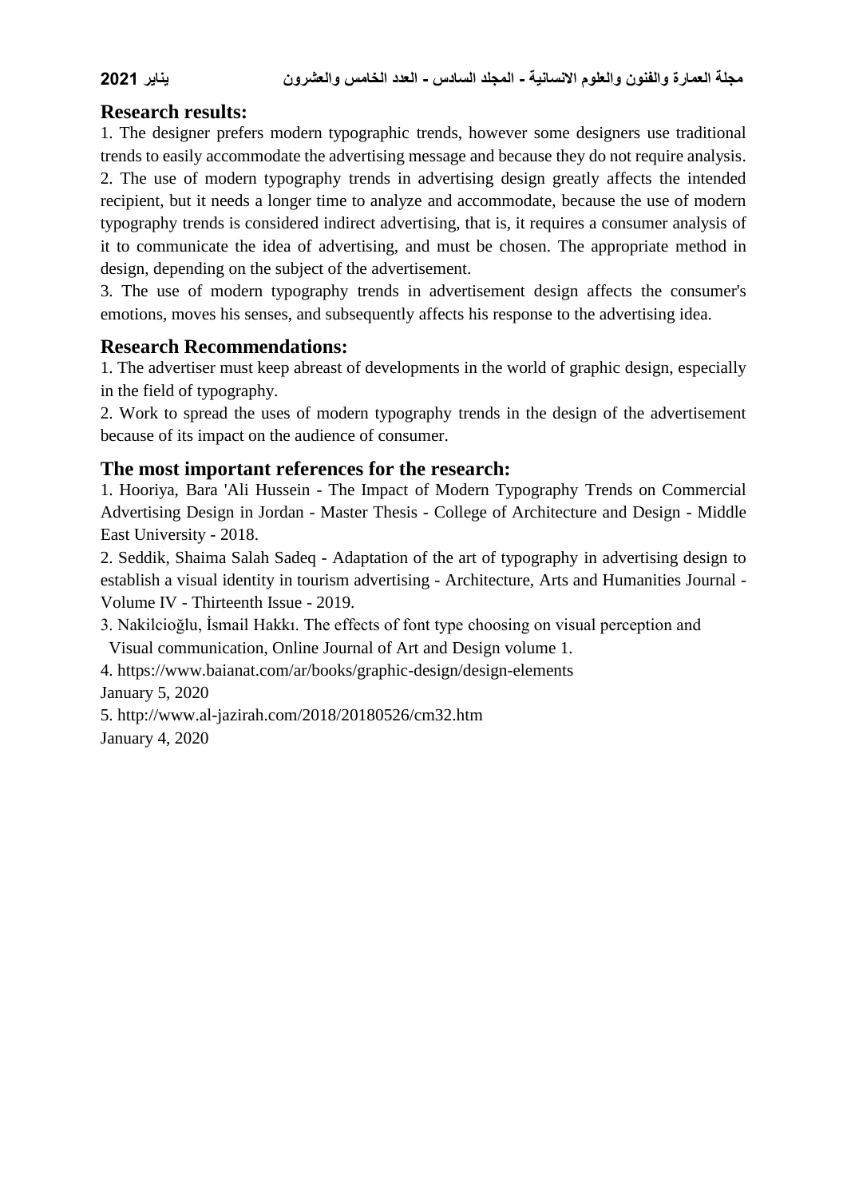## Research results:

1. The designer prefers modern typographic trends, however some designers use traditional trends to easily accommodate the advertising message and because they do not require analysis.
2. The use of modern typography trends in advertising design greatly affects the intended recipient, but it needs a longer time to analyze and accommodate, because the use of modern typography trends is considered indirect advertising, that is, it requires a consumer analysis of it to communicate the idea of advertising, and must be chosen. The appropriate method in design, depending on the subject of the advertisement.
3. The use of modern typography trends in advertisement design affects the consumer's emotions, moves his senses, and subsequently affects his response to the advertising idea.

## Research Recommendations:

1. The advertiser must keep abreast of developments in the world of graphic design, especially in the field of typography.
2. Work to spread the uses of modern typography trends in the design of the advertisement because of its impact on the audience of consumer.

## The most important references for the research:

1. Hooriya, Bara 'Ali Hussein - The Impact of Modern Typography Trends on Commercial Advertising Design in Jordan - Master Thesis - College of Architecture and Design - Middle East University - 2018.
2. Seddik, Shaima Salah Sadeq - Adaptation of the art of typography in advertising design to establish a visual identity in tourism advertising - Architecture, Arts and Humanities Journal - Volume IV - Thirteenth Issue - 2019.
3. Nakilcioğlu, İsmail Hakkı. The effects of font type choosing on visual perception and Visual communication, Online Journal of Art and Design volume 1.
4. https://www.baianat.com/ar/books/graphic-design/design-elements January 5, 2020
5. http://www.al-jazirah.com/2018/20180526/cm32.htm January 4, 2020